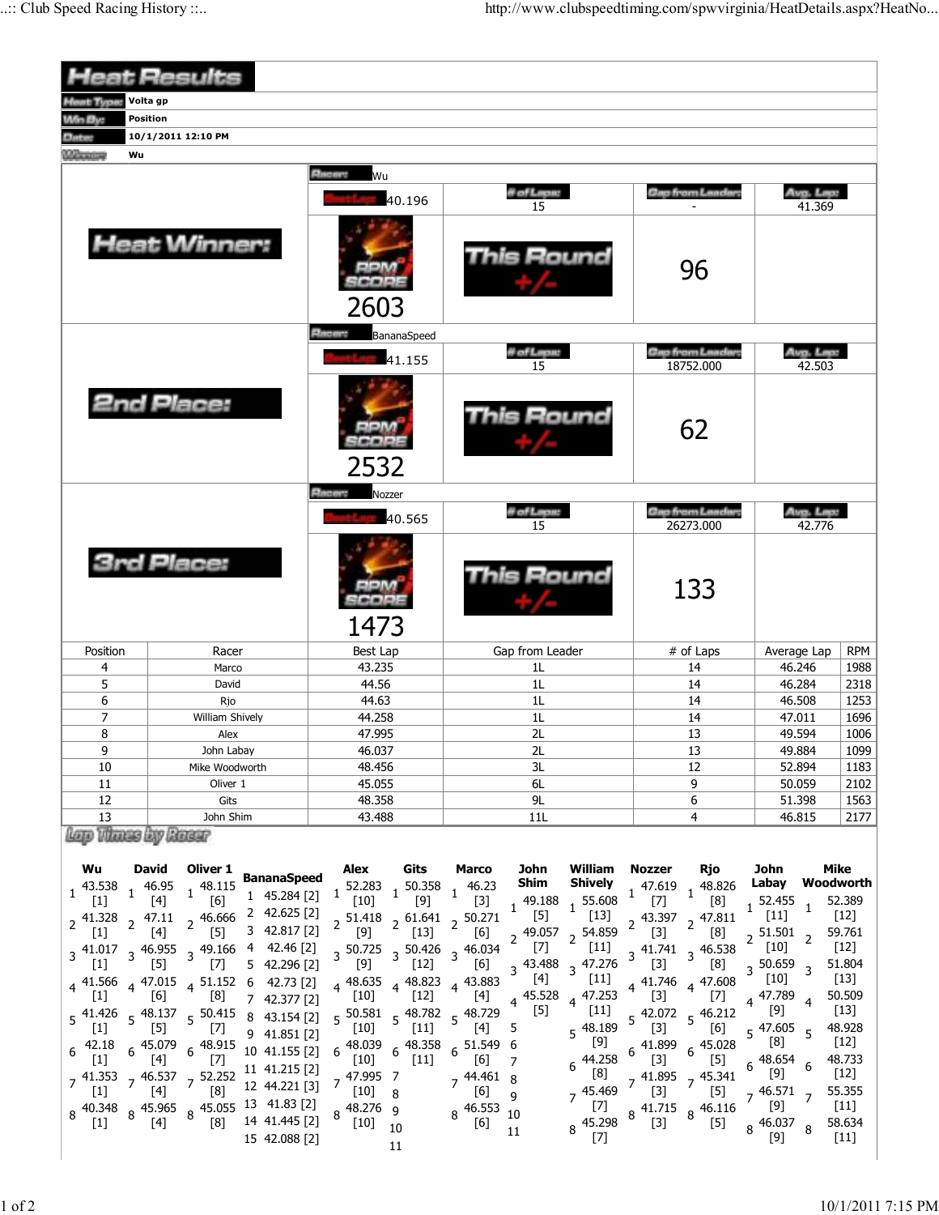# Heat Results

| | |
|---|---|
| Heat Type: | Volta gp |
| Win By: | Position |
| Date: | 10/1/2011 12:10 PM |
| Winner: | Wu |

## Heat Winner:

Racer: Wu

| Best Lap | # of Laps | Gap from Leader | Avg. Lap |
|---|---|---|---|
| 40.196 | 15 | - | 41.369 |

RPM SCORE: 2603

This Round +/-: 96

## 2nd Place:

Racer: BananaSpeed

| Best Lap | # of Laps | Gap from Leader | Avg. Lap |
|---|---|---|---|
| 41.155 | 15 | 18752.000 | 42.503 |

RPM SCORE: 2532

This Round +/-: 62

## 3rd Place:

Racer: Nozzer

| Best Lap | # of Laps | Gap from Leader | Avg. Lap |
|---|---|---|---|
| 40.565 | 15 | 26273.000 | 42.776 |

RPM SCORE: 1473

This Round +/-: 133

| Position | Racer | Best Lap | Gap from Leader | # of Laps | Average Lap | RPM |
|---|---|---|---|---|---|---|
| 4 | Marco | 43.235 | 1L | 14 | 46.246 | 1988 |
| 5 | David | 44.56 | 1L | 14 | 46.284 | 2318 |
| 6 | Rjo | 44.63 | 1L | 14 | 46.508 | 1253 |
| 7 | William Shively | 44.258 | 1L | 14 | 47.011 | 1696 |
| 8 | Alex | 47.995 | 2L | 13 | 49.594 | 1006 |
| 9 | John Labay | 46.037 | 2L | 13 | 49.884 | 1099 |
| 10 | Mike Woodworth | 48.456 | 3L | 12 | 52.894 | 1183 |
| 11 | Oliver 1 | 45.055 | 6L | 9 | 50.059 | 2102 |
| 12 | Gits | 48.358 | 9L | 6 | 51.398 | 1563 |
| 13 | John Shim | 43.488 | 11L | 4 | 46.815 | 2177 |

## Lap Times by Racer

| Lap | Wu | David | Oliver 1 | BananaSpeed | Alex | Gits | Marco | John Shim | William Shively | Nozzer | Rjo | John Labay | Mike Woodworth |
|---|---|---|---|---|---|---|---|---|---|---|---|---|---|
| 1 | 43.538 [1] | 46.95 [4] | 48.115 [6] | 45.284 [2] | 52.283 [10] | 50.358 [9] | 46.23 [3] | 49.188 [5] | 55.608 [13] | 47.619 [7] | 48.826 [8] | 52.455 [11] | 52.389 [12] |
| 2 | 41.328 [1] | 47.11 [4] | 46.666 [5] | 42.625 [2] | 51.418 [9] | 61.641 [13] | 50.271 [6] | 49.057 [7] | 54.859 [11] | 43.397 [3] | 47.811 [8] | 51.501 [10] | 59.761 [12] |
| 3 | 41.017 [1] | 46.955 [5] | 49.166 [7] | 42.817 [2] | 50.725 [9] | 50.426 [12] | 46.034 [6] | 43.488 [4] | 47.276 [11] | 41.741 [3] | 46.538 [8] | 50.659 [10] | 51.804 [13] |
| 4 | 41.566 [1] | 47.015 [6] | 51.152 [8] | 42.46 [2] | 48.635 [10] | 48.823 [12] | 43.883 [4] | 45.528 [5] | 47.253 [11] | 41.746 [3] | 47.608 [7] | 47.789 [9] | 50.509 [13] |
| 5 | 41.426 [1] | 48.137 [5] | 50.415 [7] | 42.296 [2] | 50.581 [10] | 48.782 [11] | 48.729 [4] | | 48.189 [9] | 42.072 [3] | 46.212 [6] | 47.605 [8] | 48.928 [12] |
| 6 | 42.18 [1] | 45.079 [4] | 48.915 [7] | 42.73 [2] | 48.039 [10] | 48.358 [11] | 51.549 [6] | | 44.258 [8] | 41.899 [3] | 45.028 [5] | 48.654 [9] | 48.733 [12] |
| 7 | 41.353 [1] | 46.537 [4] | 52.252 [8] | 42.377 [2] | 47.995 [10] | | 44.461 [6] | | 45.469 [7] | 41.895 [3] | 45.341 [5] | 46.571 [9] | 55.355 [11] |
| 8 | 40.348 [1] | 45.965 [4] | 45.055 [8] | 43.154 [2] | 48.276 [10] | | 46.553 [6] | | 45.298 [7] | 41.715 [3] | 46.116 [5] | 46.037 [9] | 58.634 [11] |
| 9 | | | | 41.851 [2] | | | | | | | | | |
| 10 | | | | 41.155 [2] | | | | | | | | | |
| 11 | | | | 41.215 [2] | | | | | | | | | |
| 12 | | | | 44.221 [3] | | | | | | | | | |
| 13 | | | | 41.83 [2] | | | | | | | | | |
| 14 | | | | 41.445 [2] | | | | | | | | | |
| 15 | | | | 42.088 [2] | | | | | | | | | |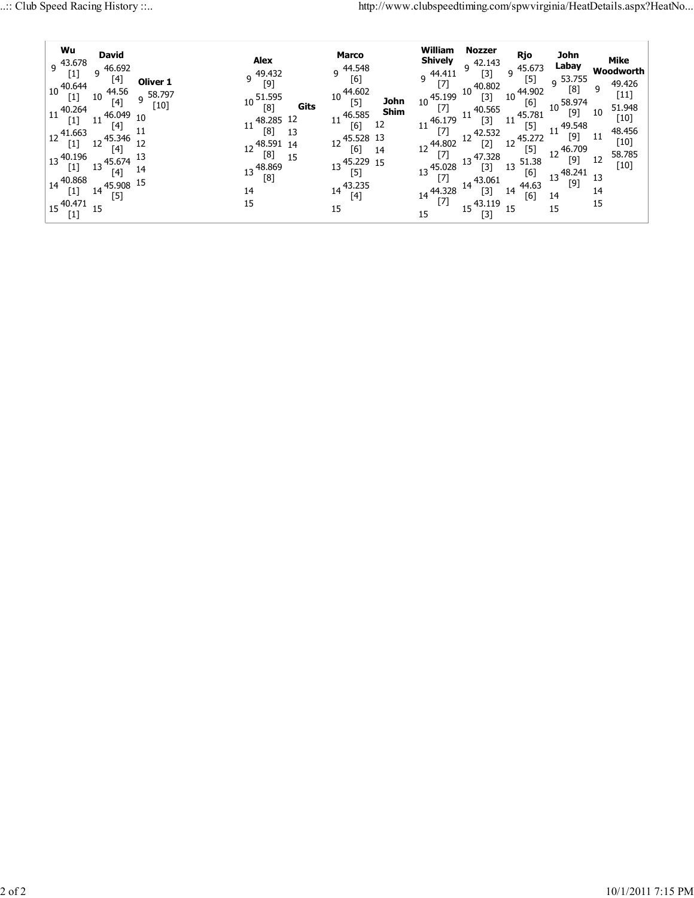| Lap | Wu | David | Oliver 1 | Alex | Gits | Marco | John Shim | William Shively | Nozzer | Rjo | John Labay | Mike Woodworth |
|---|---|---|---|---|---|---|---|---|---|---|---|---|
| 9 | 43.678 [1] | 46.692 [4] | 58.797 [10] | 49.432 [9] | | 44.548 [6] | | 44.411 [7] | 42.143 [3] | 45.673 [5] | 53.755 [8] | 49.426 [11] |
| 10 | 40.644 [1] | 44.56 [4] | | 51.595 [8] | | 44.602 [5] | | 45.199 [7] | 40.802 [3] | 44.902 [6] | 58.974 [9] | 51.948 [10] |
| 11 | 40.264 [1] | 46.049 [4] | | 48.285 [8] | | 46.585 [6] | | 46.179 [7] | 40.565 [3] | 45.781 [5] | 49.548 [9] | 48.456 [10] |
| 12 | 41.663 [1] | 45.346 [4] | | 48.591 [8] | | 45.528 [6] | | 44.802 [7] | 42.532 [2] | 45.272 [5] | 46.709 [9] | 58.785 [10] |
| 13 | 40.196 [1] | 45.674 [4] | | 48.869 [8] | | 45.229 [5] | | 45.028 [7] | 47.328 [3] | 51.38 [6] | 48.241 [9] | |
| 14 | 40.868 [1] | 45.908 [5] | | | | 43.235 [4] | | 44.328 [7] | 43.061 [3] | 44.63 [6] | | |
| 15 | 40.471 [1] | | | | | | | | 43.119 [3] | | | |